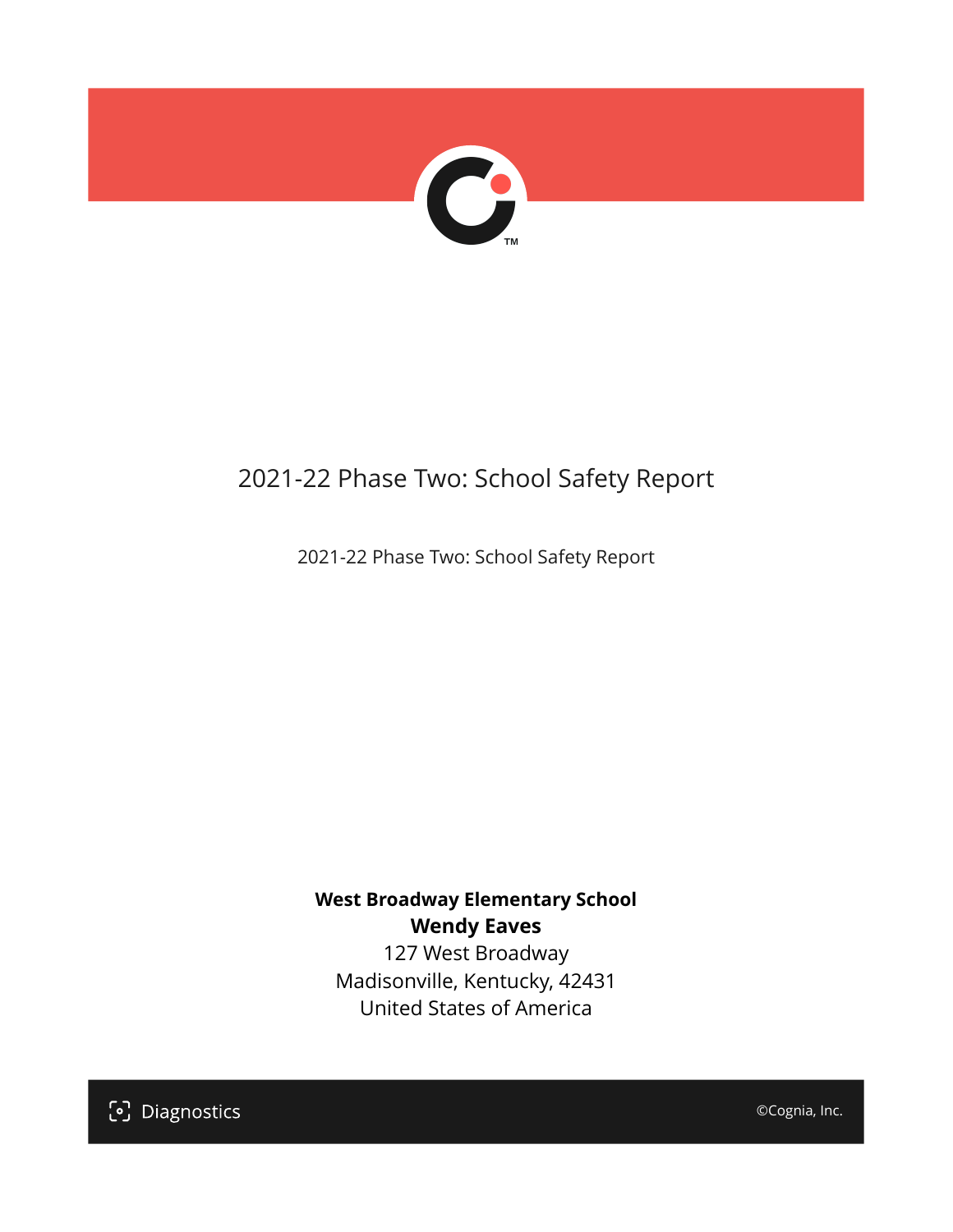# 2021-22 Phase Two: School Safety Report

2021-22 Phase Two: School Safety Report

**West Broadway Elementary School**
**Wendy Eaves**
127 West Broadway
Madisonville, Kentucky, 42431
United States of America

Diagnostics

©Cognia, Inc.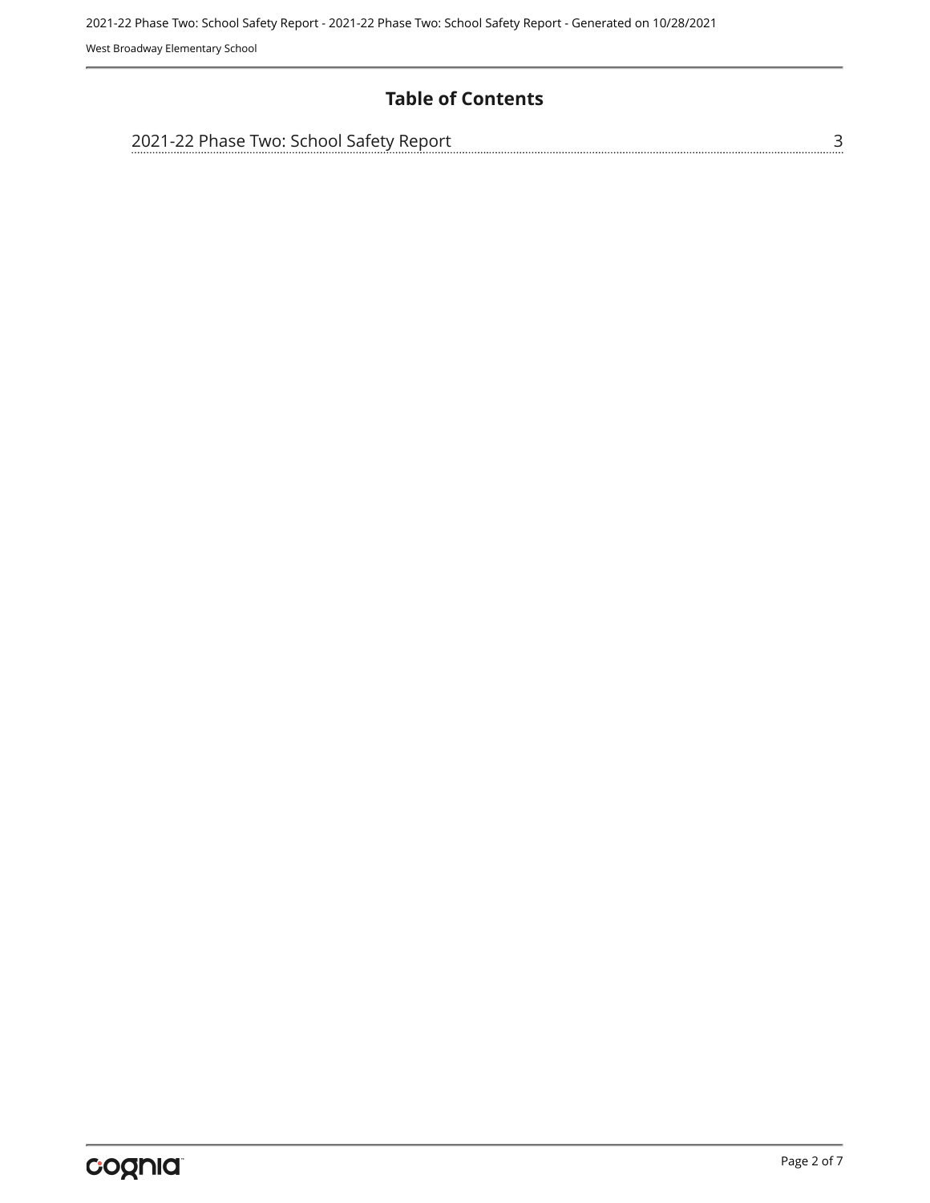# Table of Contents

2021-22 Phase Two: School Safety Report ........ 3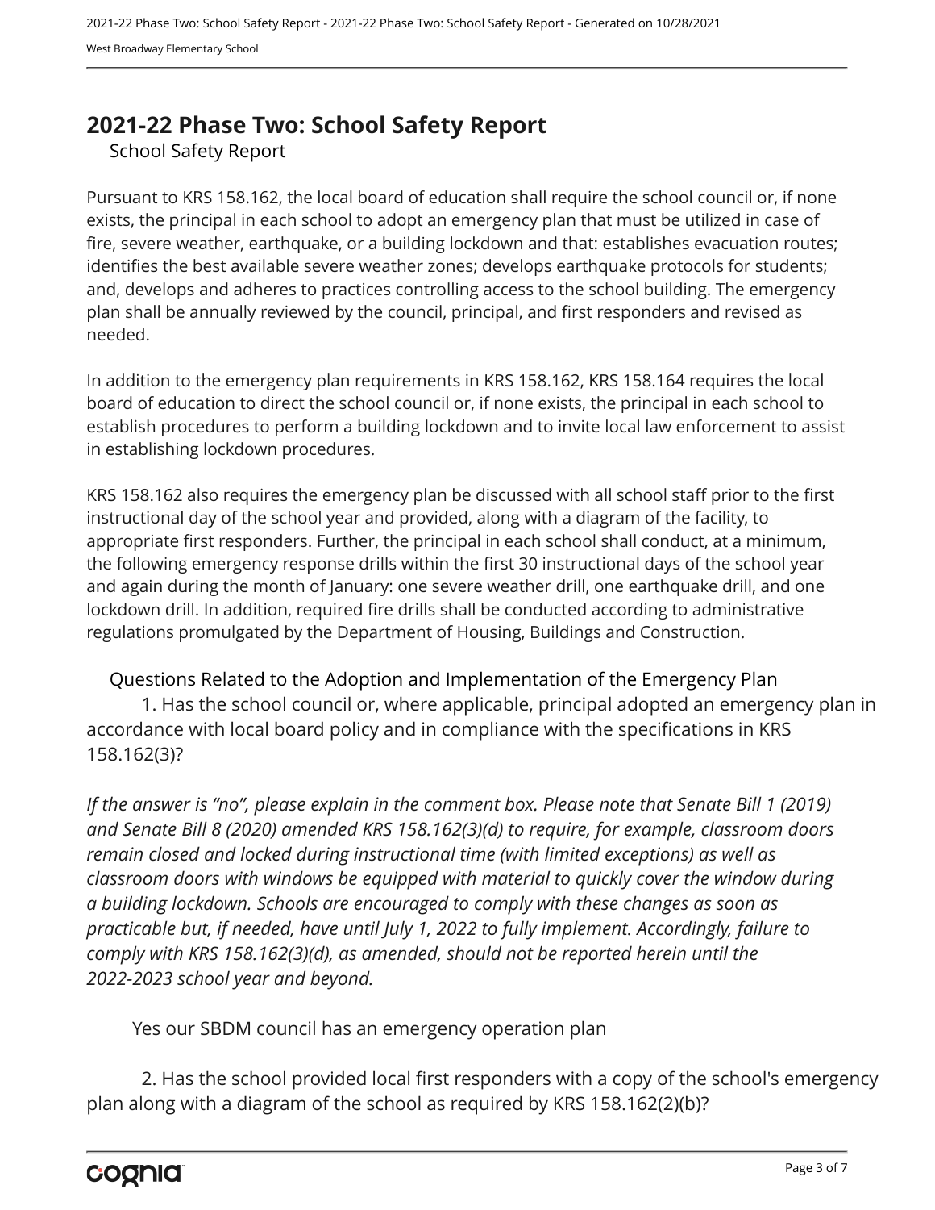## 2021-22 Phase Two: School Safety Report

School Safety Report

Pursuant to KRS 158.162, the local board of education shall require the school council or, if none exists, the principal in each school to adopt an emergency plan that must be utilized in case of fire, severe weather, earthquake, or a building lockdown and that: establishes evacuation routes; identifies the best available severe weather zones; develops earthquake protocols for students; and, develops and adheres to practices controlling access to the school building. The emergency plan shall be annually reviewed by the council, principal, and first responders and revised as needed.

In addition to the emergency plan requirements in KRS 158.162, KRS 158.164 requires the local board of education to direct the school council or, if none exists, the principal in each school to establish procedures to perform a building lockdown and to invite local law enforcement to assist in establishing lockdown procedures.

KRS 158.162 also requires the emergency plan be discussed with all school staff prior to the first instructional day of the school year and provided, along with a diagram of the facility, to appropriate first responders. Further, the principal in each school shall conduct, at a minimum, the following emergency response drills within the first 30 instructional days of the school year and again during the month of January: one severe weather drill, one earthquake drill, and one lockdown drill. In addition, required fire drills shall be conducted according to administrative regulations promulgated by the Department of Housing, Buildings and Construction.

Questions Related to the Adoption and Implementation of the Emergency Plan

1. Has the school council or, where applicable, principal adopted an emergency plan in accordance with local board policy and in compliance with the specifications in KRS 158.162(3)?

*If the answer is "no", please explain in the comment box. Please note that Senate Bill 1 (2019) and Senate Bill 8 (2020) amended KRS 158.162(3)(d) to require, for example, classroom doors remain closed and locked during instructional time (with limited exceptions) as well as classroom doors with windows be equipped with material to quickly cover the window during a building lockdown. Schools are encouraged to comply with these changes as soon as practicable but, if needed, have until July 1, 2022 to fully implement. Accordingly, failure to comply with KRS 158.162(3)(d), as amended, should not be reported herein until the 2022-2023 school year and beyond.*

Yes our SBDM council has an emergency operation plan

2. Has the school provided local first responders with a copy of the school's emergency plan along with a diagram of the school as required by KRS 158.162(2)(b)?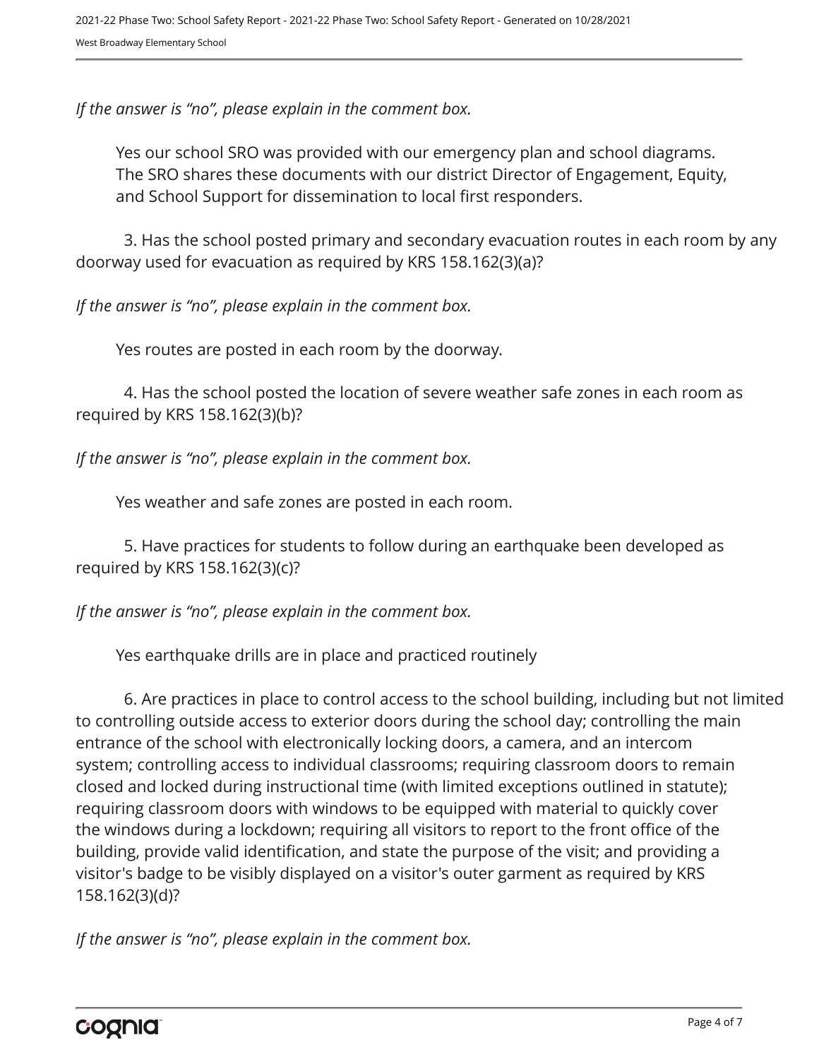*If the answer is "no", please explain in the comment box.*

Yes our school SRO was provided with our emergency plan and school diagrams. The SRO shares these documents with our district Director of Engagement, Equity, and School Support for dissemination to local first responders.

3. Has the school posted primary and secondary evacuation routes in each room by any doorway used for evacuation as required by KRS 158.162(3)(a)?

*If the answer is "no", please explain in the comment box.*

Yes routes are posted in each room by the doorway.

4. Has the school posted the location of severe weather safe zones in each room as required by KRS 158.162(3)(b)?

*If the answer is "no", please explain in the comment box.*

Yes weather and safe zones are posted in each room.

5. Have practices for students to follow during an earthquake been developed as required by KRS 158.162(3)(c)?

*If the answer is "no", please explain in the comment box.*

Yes earthquake drills are in place and practiced routinely

6. Are practices in place to control access to the school building, including but not limited to controlling outside access to exterior doors during the school day; controlling the main entrance of the school with electronically locking doors, a camera, and an intercom system; controlling access to individual classrooms; requiring classroom doors to remain closed and locked during instructional time (with limited exceptions outlined in statute); requiring classroom doors with windows to be equipped with material to quickly cover the windows during a lockdown; requiring all visitors to report to the front office of the building, provide valid identification, and state the purpose of the visit; and providing a visitor's badge to be visibly displayed on a visitor's outer garment as required by KRS 158.162(3)(d)?

*If the answer is "no", please explain in the comment box.*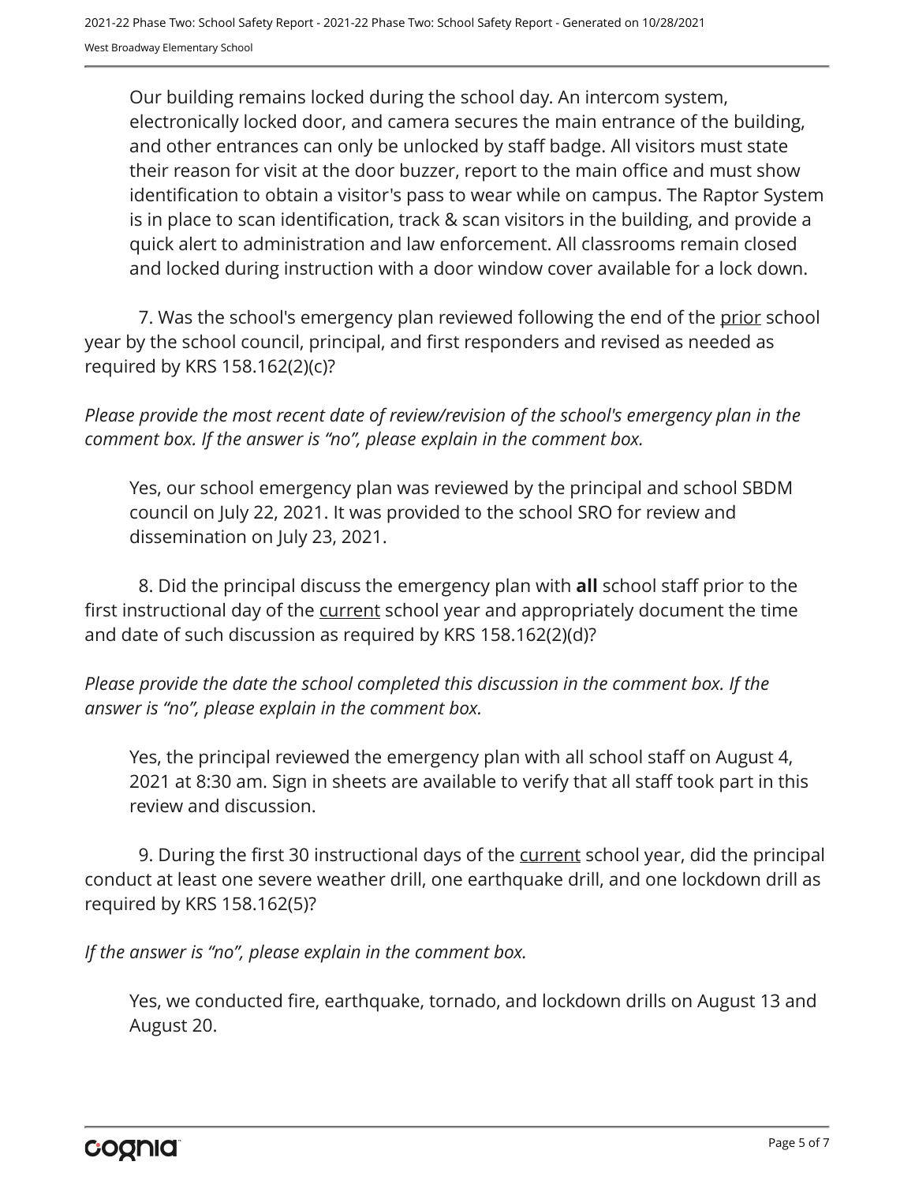Our building remains locked during the school day. An intercom system, electronically locked door, and camera secures the main entrance of the building, and other entrances can only be unlocked by staff badge. All visitors must state their reason for visit at the door buzzer, report to the main office and must show identification to obtain a visitor's pass to wear while on campus. The Raptor System is in place to scan identification, track & scan visitors in the building, and provide a quick alert to administration and law enforcement. All classrooms remain closed and locked during instruction with a door window cover available for a lock down.

7. Was the school's emergency plan reviewed following the end of the prior school year by the school council, principal, and first responders and revised as needed as required by KRS 158.162(2)(c)?

*Please provide the most recent date of review/revision of the school's emergency plan in the comment box. If the answer is "no", please explain in the comment box.*

Yes, our school emergency plan was reviewed by the principal and school SBDM council on July 22, 2021. It was provided to the school SRO for review and dissemination on July 23, 2021.

8. Did the principal discuss the emergency plan with **all** school staff prior to the first instructional day of the current school year and appropriately document the time and date of such discussion as required by KRS 158.162(2)(d)?

*Please provide the date the school completed this discussion in the comment box. If the answer is "no", please explain in the comment box.*

Yes, the principal reviewed the emergency plan with all school staff on August 4, 2021 at 8:30 am. Sign in sheets are available to verify that all staff took part in this review and discussion.

9. During the first 30 instructional days of the current school year, did the principal conduct at least one severe weather drill, one earthquake drill, and one lockdown drill as required by KRS 158.162(5)?

*If the answer is "no", please explain in the comment box.*

Yes, we conducted fire, earthquake, tornado, and lockdown drills on August 13 and August 20.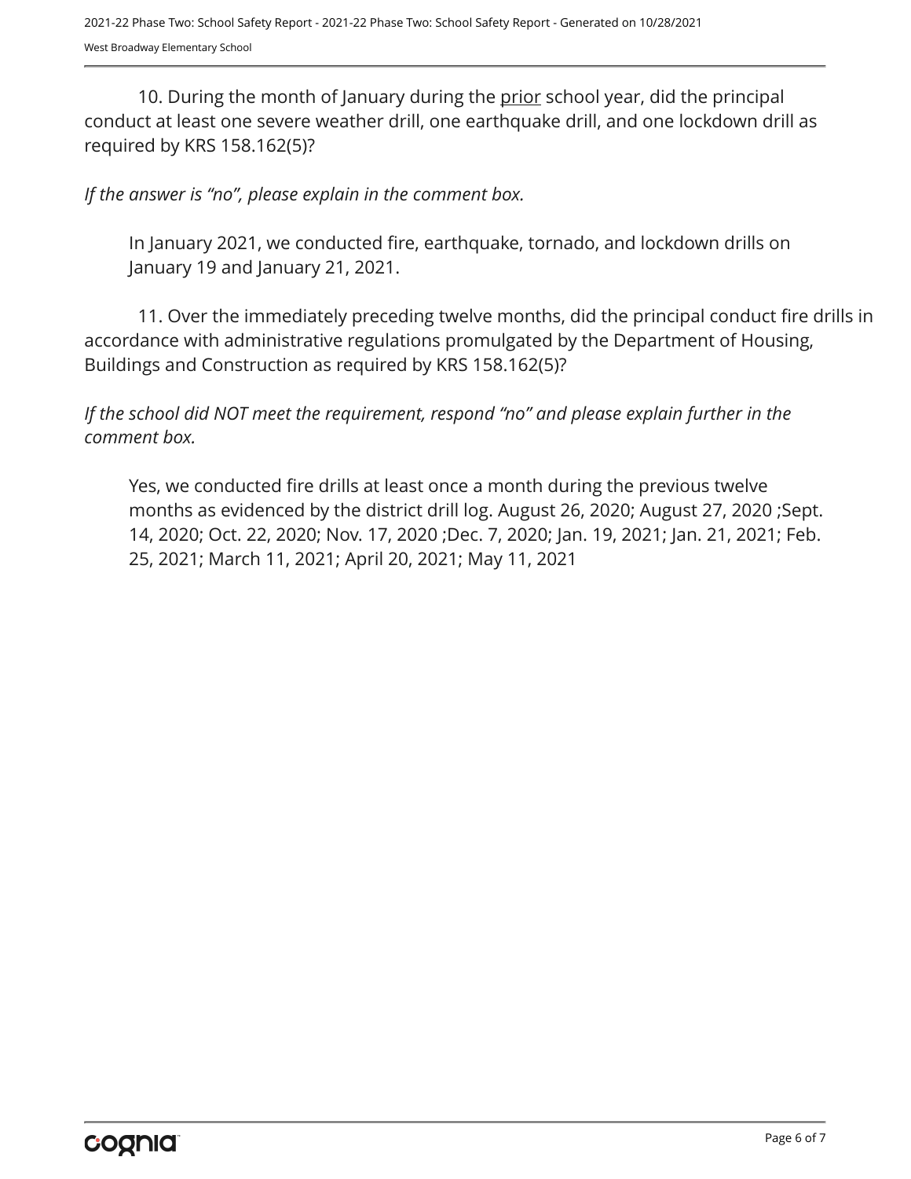10. During the month of January during the prior school year, did the principal conduct at least one severe weather drill, one earthquake drill, and one lockdown drill as required by KRS 158.162(5)?

*If the answer is "no", please explain in the comment box.*

In January 2021, we conducted fire, earthquake, tornado, and lockdown drills on January 19 and January 21, 2021.

11. Over the immediately preceding twelve months, did the principal conduct fire drills in accordance with administrative regulations promulgated by the Department of Housing, Buildings and Construction as required by KRS 158.162(5)?

*If the school did NOT meet the requirement, respond "no" and please explain further in the comment box.*

Yes, we conducted fire drills at least once a month during the previous twelve months as evidenced by the district drill log. August 26, 2020; August 27, 2020 ;Sept. 14, 2020; Oct. 22, 2020; Nov. 17, 2020 ;Dec. 7, 2020; Jan. 19, 2021; Jan. 21, 2021; Feb. 25, 2021; March 11, 2021; April 20, 2021; May 11, 2021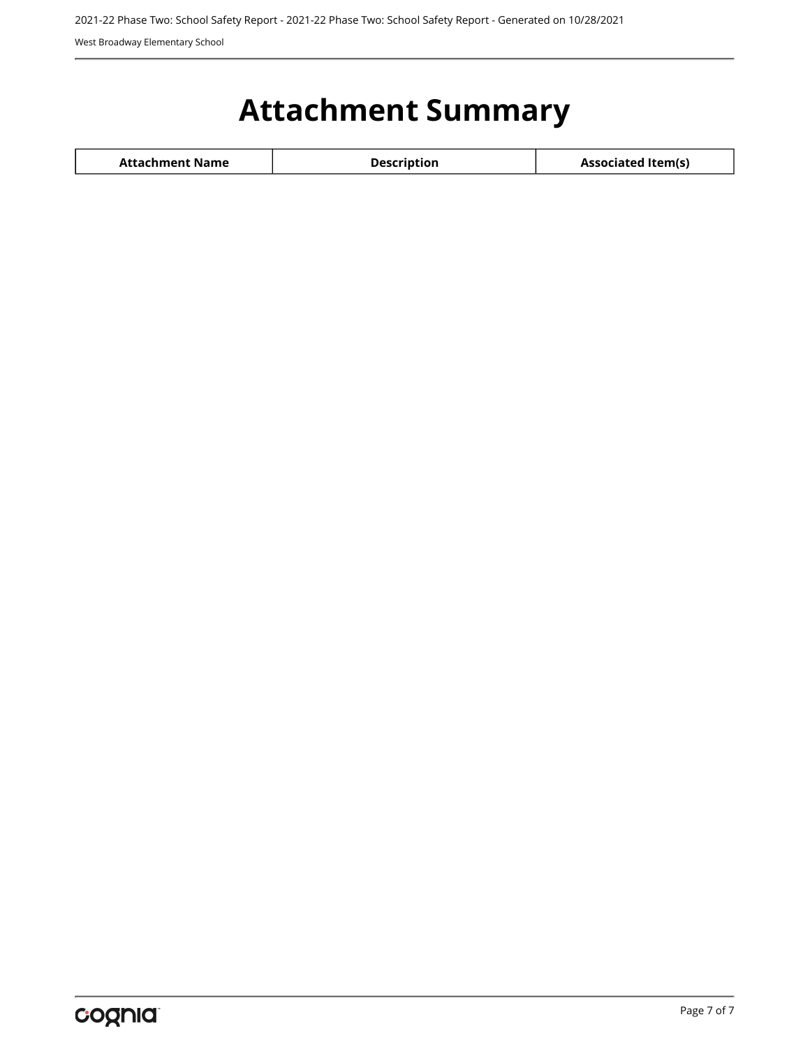# Attachment Summary

| Attachment Name | Description | Associated Item(s) |
| --- | --- | --- |